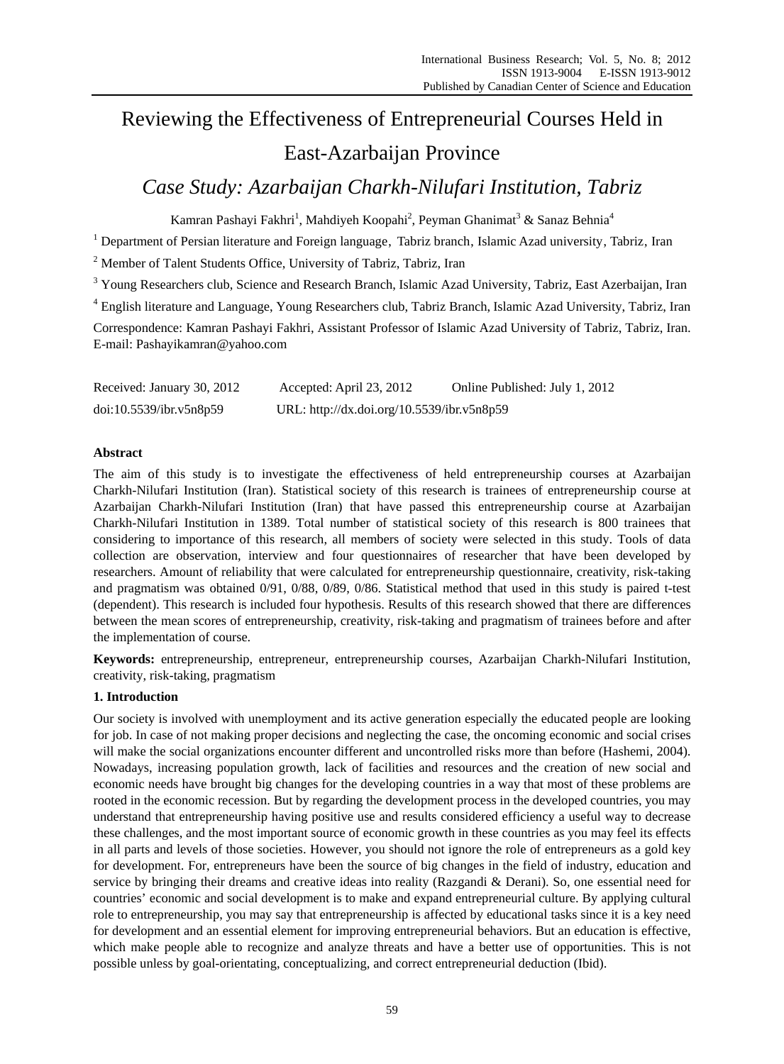# Reviewing the Effectiveness of Entrepreneurial Courses Held in East-Azarbaijan Province

## *Case Study: Azarbaijan Charkh-Nilufari Institution, Tabriz*

Kamran Pashayi Fakhri[1], Mahdiyeh Koopahi[2], Peyman Ghanimat[3] & Sanaz Behnia[4]

[1] Department of Persian literature and Foreign language, Tabriz branch, Islamic Azad university, Tabriz, Iran

[2] Member of Talent Students Office, University of Tabriz, Tabriz, Iran

[3] Young Researchers club, Science and Research Branch, Islamic Azad University, Tabriz, East Azerbaijan, Iran

[4] English literature and Language, Young Researchers club, Tabriz Branch, Islamic Azad University, Tabriz, Iran

Correspondence: Kamran Pashayi Fakhri, Assistant Professor of Islamic Azad University of Tabriz, Tabriz, Iran. E-mail: Pashayikamran@yahoo.com

Received: January 30, 2012 Accepted: April 23, 2012 Online Published: July 1, 2012

doi:10.5539/ibr.v5n8p59 URL: http://dx.doi.org/10.5539/ibr.v5n8p59

**Abstract**

The aim of this study is to investigate the effectiveness of held entrepreneurship courses at Azarbaijan Charkh-Nilufari Institution (Iran). Statistical society of this research is trainees of entrepreneurship course at Azarbaijan Charkh-Nilufari Institution (Iran) that have passed this entrepreneurship course at Azarbaijan Charkh-Nilufari Institution in 1389. Total number of statistical society of this research is 800 trainees that considering to importance of this research, all members of society were selected in this study. Tools of data collection are observation, interview and four questionnaires of researcher that have been developed by researchers. Amount of reliability that were calculated for entrepreneurship questionnaire, creativity, risk-taking and pragmatism was obtained 0/91, 0/88, 0/89, 0/86. Statistical method that used in this study is paired t-test (dependent). This research is included four hypothesis. Results of this research showed that there are differences between the mean scores of entrepreneurship, creativity, risk-taking and pragmatism of trainees before and after the implementation of course.

**Keywords:** entrepreneurship, entrepreneur, entrepreneurship courses, Azarbaijan Charkh-Nilufari Institution, creativity, risk-taking, pragmatism

## 1. Introduction

Our society is involved with unemployment and its active generation especially the educated people are looking for job. In case of not making proper decisions and neglecting the case, the oncoming economic and social crises will make the social organizations encounter different and uncontrolled risks more than before (Hashemi, 2004). Nowadays, increasing population growth, lack of facilities and resources and the creation of new social and economic needs have brought big changes for the developing countries in a way that most of these problems are rooted in the economic recession. But by regarding the development process in the developed countries, you may understand that entrepreneurship having positive use and results considered efficiency a useful way to decrease these challenges, and the most important source of economic growth in these countries as you may feel its effects in all parts and levels of those societies. However, you should not ignore the role of entrepreneurs as a gold key for development. For, entrepreneurs have been the source of big changes in the field of industry, education and service by bringing their dreams and creative ideas into reality (Razgandi & Derani). So, one essential need for countries' economic and social development is to make and expand entrepreneurial culture. By applying cultural role to entrepreneurship, you may say that entrepreneurship is affected by educational tasks since it is a key need for development and an essential element for improving entrepreneurial behaviors. But an education is effective, which make people able to recognize and analyze threats and have a better use of opportunities. This is not possible unless by goal-orientating, conceptualizing, and correct entrepreneurial deduction (Ibid).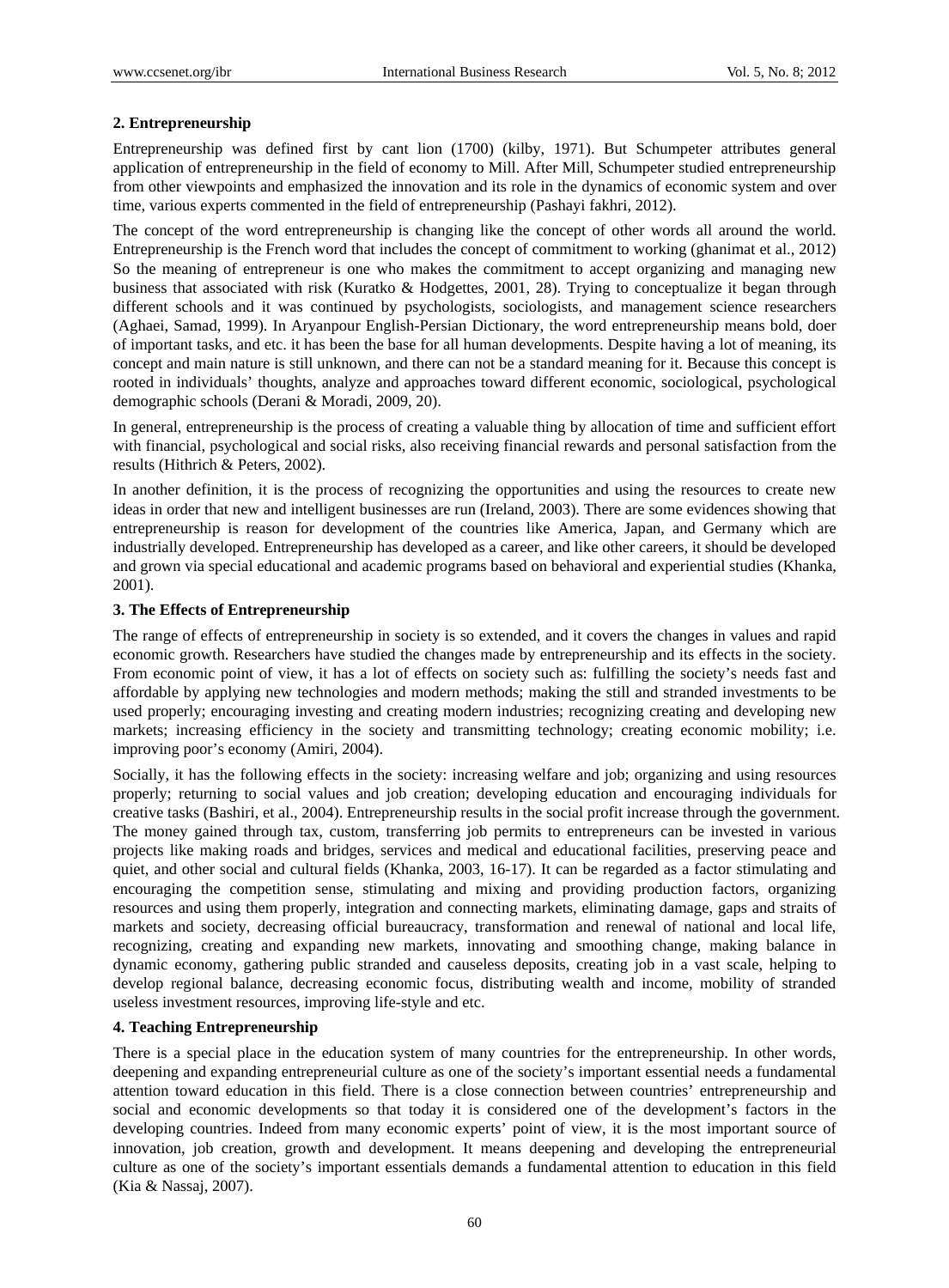## 2. Entrepreneurship

Entrepreneurship was defined first by cant lion (1700) (kilby, 1971). But Schumpeter attributes general application of entrepreneurship in the field of economy to Mill. After Mill, Schumpeter studied entrepreneurship from other viewpoints and emphasized the innovation and its role in the dynamics of economic system and over time, various experts commented in the field of entrepreneurship (Pashayi fakhri, 2012).

The concept of the word entrepreneurship is changing like the concept of other words all around the world. Entrepreneurship is the French word that includes the concept of commitment to working (ghanimat et al., 2012) So the meaning of entrepreneur is one who makes the commitment to accept organizing and managing new business that associated with risk (Kuratko & Hodgettes, 2001, 28). Trying to conceptualize it began through different schools and it was continued by psychologists, sociologists, and management science researchers (Aghaei, Samad, 1999). In Aryanpour English-Persian Dictionary, the word entrepreneurship means bold, doer of important tasks, and etc. it has been the base for all human developments. Despite having a lot of meaning, its concept and main nature is still unknown, and there can not be a standard meaning for it. Because this concept is rooted in individuals' thoughts, analyze and approaches toward different economic, sociological, psychological demographic schools (Derani & Moradi, 2009, 20).

In general, entrepreneurship is the process of creating a valuable thing by allocation of time and sufficient effort with financial, psychological and social risks, also receiving financial rewards and personal satisfaction from the results (Hithrich & Peters, 2002).

In another definition, it is the process of recognizing the opportunities and using the resources to create new ideas in order that new and intelligent businesses are run (Ireland, 2003). There are some evidences showing that entrepreneurship is reason for development of the countries like America, Japan, and Germany which are industrially developed. Entrepreneurship has developed as a career, and like other careers, it should be developed and grown via special educational and academic programs based on behavioral and experiential studies (Khanka, 2001).

## 3. The Effects of Entrepreneurship

The range of effects of entrepreneurship in society is so extended, and it covers the changes in values and rapid economic growth. Researchers have studied the changes made by entrepreneurship and its effects in the society. From economic point of view, it has a lot of effects on society such as: fulfilling the society's needs fast and affordable by applying new technologies and modern methods; making the still and stranded investments to be used properly; encouraging investing and creating modern industries; recognizing creating and developing new markets; increasing efficiency in the society and transmitting technology; creating economic mobility; i.e. improving poor's economy (Amiri, 2004).

Socially, it has the following effects in the society: increasing welfare and job; organizing and using resources properly; returning to social values and job creation; developing education and encouraging individuals for creative tasks (Bashiri, et al., 2004). Entrepreneurship results in the social profit increase through the government. The money gained through tax, custom, transferring job permits to entrepreneurs can be invested in various projects like making roads and bridges, services and medical and educational facilities, preserving peace and quiet, and other social and cultural fields (Khanka, 2003, 16-17). It can be regarded as a factor stimulating and encouraging the competition sense, stimulating and mixing and providing production factors, organizing resources and using them properly, integration and connecting markets, eliminating damage, gaps and straits of markets and society, decreasing official bureaucracy, transformation and renewal of national and local life, recognizing, creating and expanding new markets, innovating and smoothing change, making balance in dynamic economy, gathering public stranded and causeless deposits, creating job in a vast scale, helping to develop regional balance, decreasing economic focus, distributing wealth and income, mobility of stranded useless investment resources, improving life-style and etc.

## 4. Teaching Entrepreneurship

There is a special place in the education system of many countries for the entrepreneurship. In other words, deepening and expanding entrepreneurial culture as one of the society's important essential needs a fundamental attention toward education in this field. There is a close connection between countries' entrepreneurship and social and economic developments so that today it is considered one of the development's factors in the developing countries. Indeed from many economic experts' point of view, it is the most important source of innovation, job creation, growth and development. It means deepening and developing the entrepreneurial culture as one of the society's important essentials demands a fundamental attention to education in this field (Kia & Nassaj, 2007).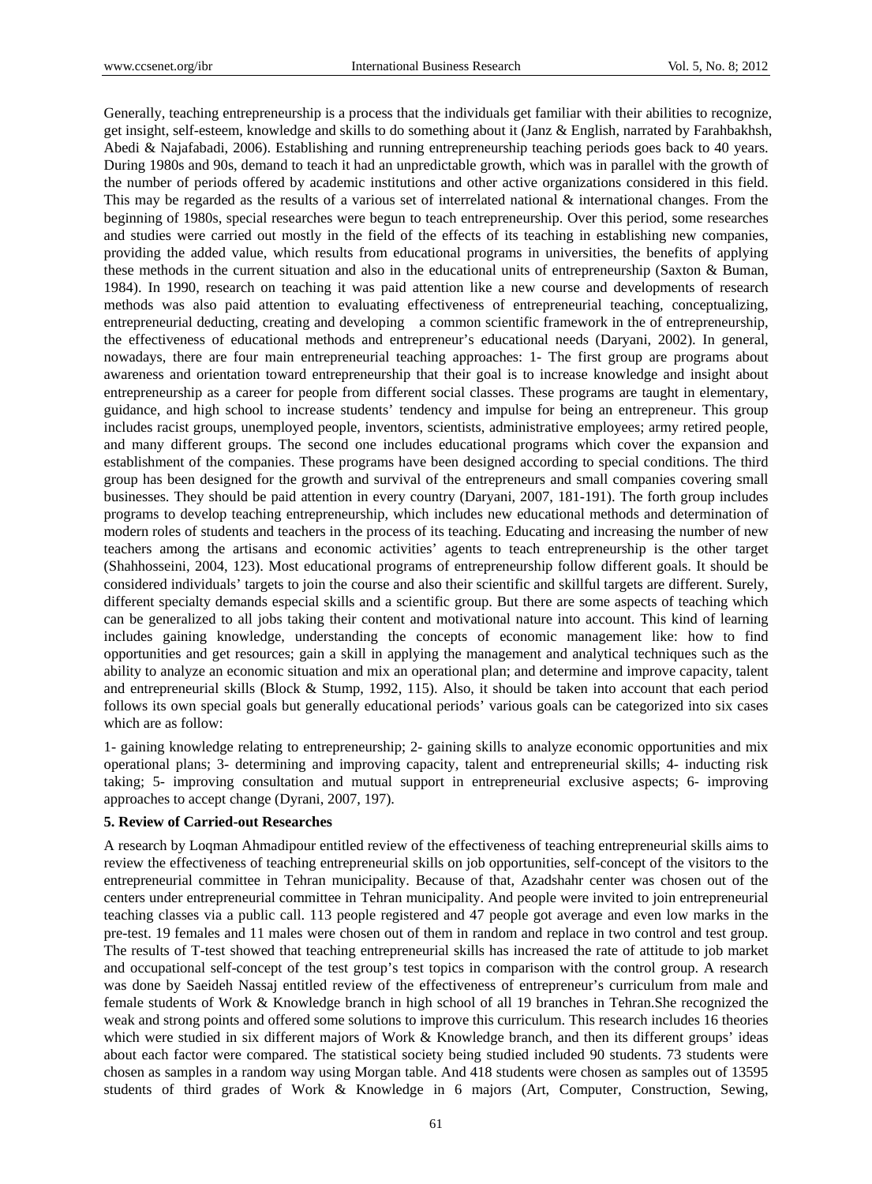Generally, teaching entrepreneurship is a process that the individuals get familiar with their abilities to recognize, get insight, self-esteem, knowledge and skills to do something about it (Janz & English, narrated by Farahbakhsh, Abedi & Najafabadi, 2006). Establishing and running entrepreneurship teaching periods goes back to 40 years. During 1980s and 90s, demand to teach it had an unpredictable growth, which was in parallel with the growth of the number of periods offered by academic institutions and other active organizations considered in this field. This may be regarded as the results of a various set of interrelated national & international changes. From the beginning of 1980s, special researches were begun to teach entrepreneurship. Over this period, some researches and studies were carried out mostly in the field of the effects of its teaching in establishing new companies, providing the added value, which results from educational programs in universities, the benefits of applying these methods in the current situation and also in the educational units of entrepreneurship (Saxton & Buman, 1984). In 1990, research on teaching it was paid attention like a new course and developments of research methods was also paid attention to evaluating effectiveness of entrepreneurial teaching, conceptualizing, entrepreneurial deducting, creating and developing a common scientific framework in the of entrepreneurship, the effectiveness of educational methods and entrepreneur's educational needs (Daryani, 2002). In general, nowadays, there are four main entrepreneurial teaching approaches: 1- The first group are programs about awareness and orientation toward entrepreneurship that their goal is to increase knowledge and insight about entrepreneurship as a career for people from different social classes. These programs are taught in elementary, guidance, and high school to increase students' tendency and impulse for being an entrepreneur. This group includes racist groups, unemployed people, inventors, scientists, administrative employees; army retired people, and many different groups. The second one includes educational programs which cover the expansion and establishment of the companies. These programs have been designed according to special conditions. The third group has been designed for the growth and survival of the entrepreneurs and small companies covering small businesses. They should be paid attention in every country (Daryani, 2007, 181-191). The forth group includes programs to develop teaching entrepreneurship, which includes new educational methods and determination of modern roles of students and teachers in the process of its teaching. Educating and increasing the number of new teachers among the artisans and economic activities' agents to teach entrepreneurship is the other target (Shahhosseini, 2004, 123). Most educational programs of entrepreneurship follow different goals. It should be considered individuals' targets to join the course and also their scientific and skillful targets are different. Surely, different specialty demands especial skills and a scientific group. But there are some aspects of teaching which can be generalized to all jobs taking their content and motivational nature into account. This kind of learning includes gaining knowledge, understanding the concepts of economic management like: how to find opportunities and get resources; gain a skill in applying the management and analytical techniques such as the ability to analyze an economic situation and mix an operational plan; and determine and improve capacity, talent and entrepreneurial skills (Block & Stump, 1992, 115). Also, it should be taken into account that each period follows its own special goals but generally educational periods' various goals can be categorized into six cases which are as follow:

1- gaining knowledge relating to entrepreneurship; 2- gaining skills to analyze economic opportunities and mix operational plans; 3- determining and improving capacity, talent and entrepreneurial skills; 4- inducting risk taking; 5- improving consultation and mutual support in entrepreneurial exclusive aspects; 6- improving approaches to accept change (Dyrani, 2007, 197).

## 5. Review of Carried-out Researches

A research by Loqman Ahmadipour entitled review of the effectiveness of teaching entrepreneurial skills aims to review the effectiveness of teaching entrepreneurial skills on job opportunities, self-concept of the visitors to the entrepreneurial committee in Tehran municipality. Because of that, Azadshahr center was chosen out of the centers under entrepreneurial committee in Tehran municipality. And people were invited to join entrepreneurial teaching classes via a public call. 113 people registered and 47 people got average and even low marks in the pre-test. 19 females and 11 males were chosen out of them in random and replace in two control and test group. The results of T-test showed that teaching entrepreneurial skills has increased the rate of attitude to job market and occupational self-concept of the test group's test topics in comparison with the control group. A research was done by Saeideh Nassaj entitled review of the effectiveness of entrepreneur's curriculum from male and female students of Work & Knowledge branch in high school of all 19 branches in Tehran.She recognized the weak and strong points and offered some solutions to improve this curriculum. This research includes 16 theories which were studied in six different majors of Work & Knowledge branch, and then its different groups' ideas about each factor were compared. The statistical society being studied included 90 students. 73 students were chosen as samples in a random way using Morgan table. And 418 students were chosen as samples out of 13595 students of third grades of Work & Knowledge in 6 majors (Art, Computer, Construction, Sewing,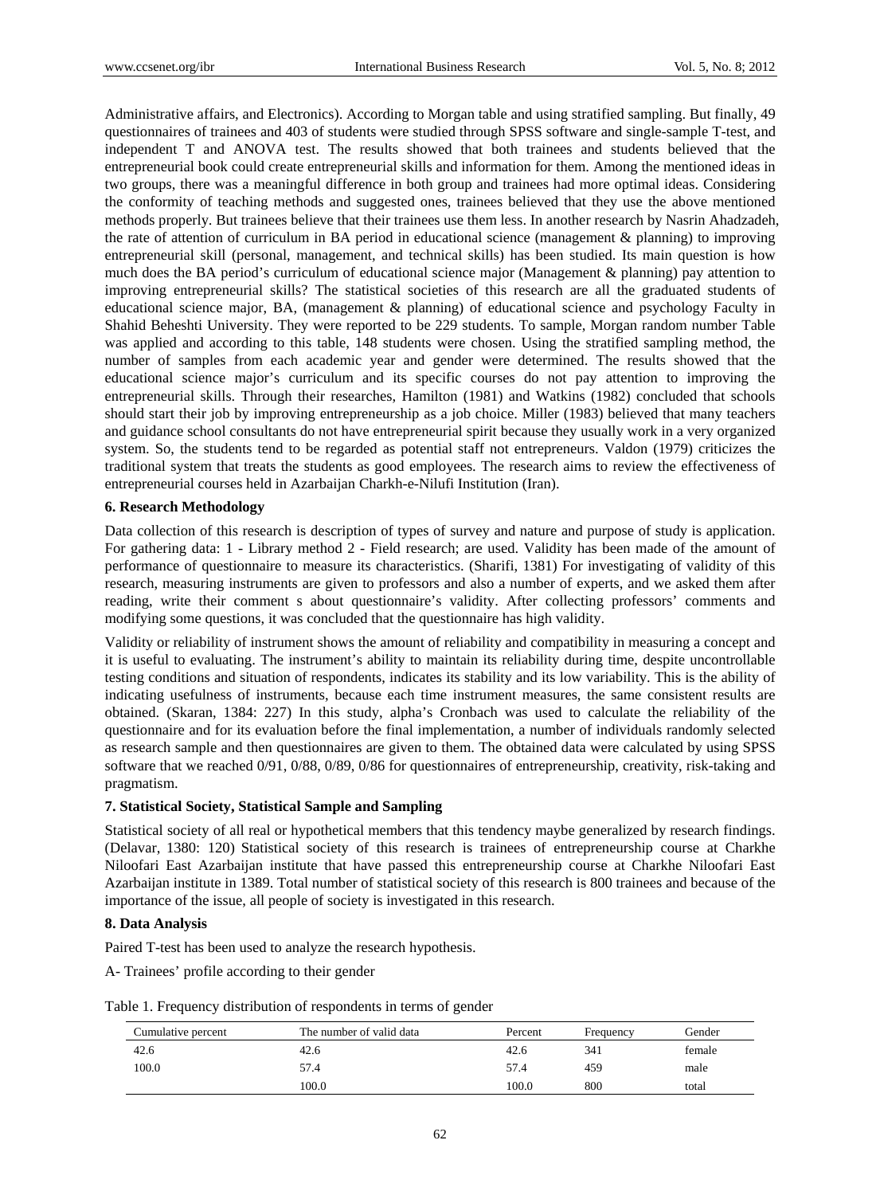Administrative affairs, and Electronics). According to Morgan table and using stratified sampling. But finally, 49 questionnaires of trainees and 403 of students were studied through SPSS software and single-sample T-test, and independent T and ANOVA test. The results showed that both trainees and students believed that the entrepreneurial book could create entrepreneurial skills and information for them. Among the mentioned ideas in two groups, there was a meaningful difference in both group and trainees had more optimal ideas. Considering the conformity of teaching methods and suggested ones, trainees believed that they use the above mentioned methods properly. But trainees believe that their trainees use them less. In another research by Nasrin Ahadzadeh, the rate of attention of curriculum in BA period in educational science (management & planning) to improving entrepreneurial skill (personal, management, and technical skills) has been studied. Its main question is how much does the BA period's curriculum of educational science major (Management & planning) pay attention to improving entrepreneurial skills? The statistical societies of this research are all the graduated students of educational science major, BA, (management & planning) of educational science and psychology Faculty in Shahid Beheshti University. They were reported to be 229 students. To sample, Morgan random number Table was applied and according to this table, 148 students were chosen. Using the stratified sampling method, the number of samples from each academic year and gender were determined. The results showed that the educational science major's curriculum and its specific courses do not pay attention to improving the entrepreneurial skills. Through their researches, Hamilton (1981) and Watkins (1982) concluded that schools should start their job by improving entrepreneurship as a job choice. Miller (1983) believed that many teachers and guidance school consultants do not have entrepreneurial spirit because they usually work in a very organized system. So, the students tend to be regarded as potential staff not entrepreneurs. Valdon (1979) criticizes the traditional system that treats the students as good employees. The research aims to review the effectiveness of entrepreneurial courses held in Azarbaijan Charkh-e-Nilufi Institution (Iran).

## 6. Research Methodology

Data collection of this research is description of types of survey and nature and purpose of study is application. For gathering data: 1 - Library method 2 - Field research; are used. Validity has been made of the amount of performance of questionnaire to measure its characteristics. (Sharifi, 1381) For investigating of validity of this research, measuring instruments are given to professors and also a number of experts, and we asked them after reading, write their comment s about questionnaire's validity. After collecting professors' comments and modifying some questions, it was concluded that the questionnaire has high validity.

Validity or reliability of instrument shows the amount of reliability and compatibility in measuring a concept and it is useful to evaluating. The instrument's ability to maintain its reliability during time, despite uncontrollable testing conditions and situation of respondents, indicates its stability and its low variability. This is the ability of indicating usefulness of instruments, because each time instrument measures, the same consistent results are obtained. (Skaran, 1384: 227) In this study, alpha's Cronbach was used to calculate the reliability of the questionnaire and for its evaluation before the final implementation, a number of individuals randomly selected as research sample and then questionnaires are given to them. The obtained data were calculated by using SPSS software that we reached 0/91, 0/88, 0/89, 0/86 for questionnaires of entrepreneurship, creativity, risk-taking and pragmatism.

## 7. Statistical Society, Statistical Sample and Sampling

Statistical society of all real or hypothetical members that this tendency maybe generalized by research findings. (Delavar, 1380: 120) Statistical society of this research is trainees of entrepreneurship course at Charkhe Niloofari East Azarbaijan institute that have passed this entrepreneurship course at Charkhe Niloofari East Azarbaijan institute in 1389. Total number of statistical society of this research is 800 trainees and because of the importance of the issue, all people of society is investigated in this research.

## 8. Data Analysis

Paired T-test has been used to analyze the research hypothesis.

A- Trainees' profile according to their gender

Table 1. Frequency distribution of respondents in terms of gender

| Cumulative percent | The number of valid data | Percent | Frequency | Gender |
|---|---|---|---|---|
| 42.6 | 42.6 | 42.6 | 341 | female |
| 100.0 | 57.4 | 57.4 | 459 | male |
| | 100.0 | 100.0 | 800 | total |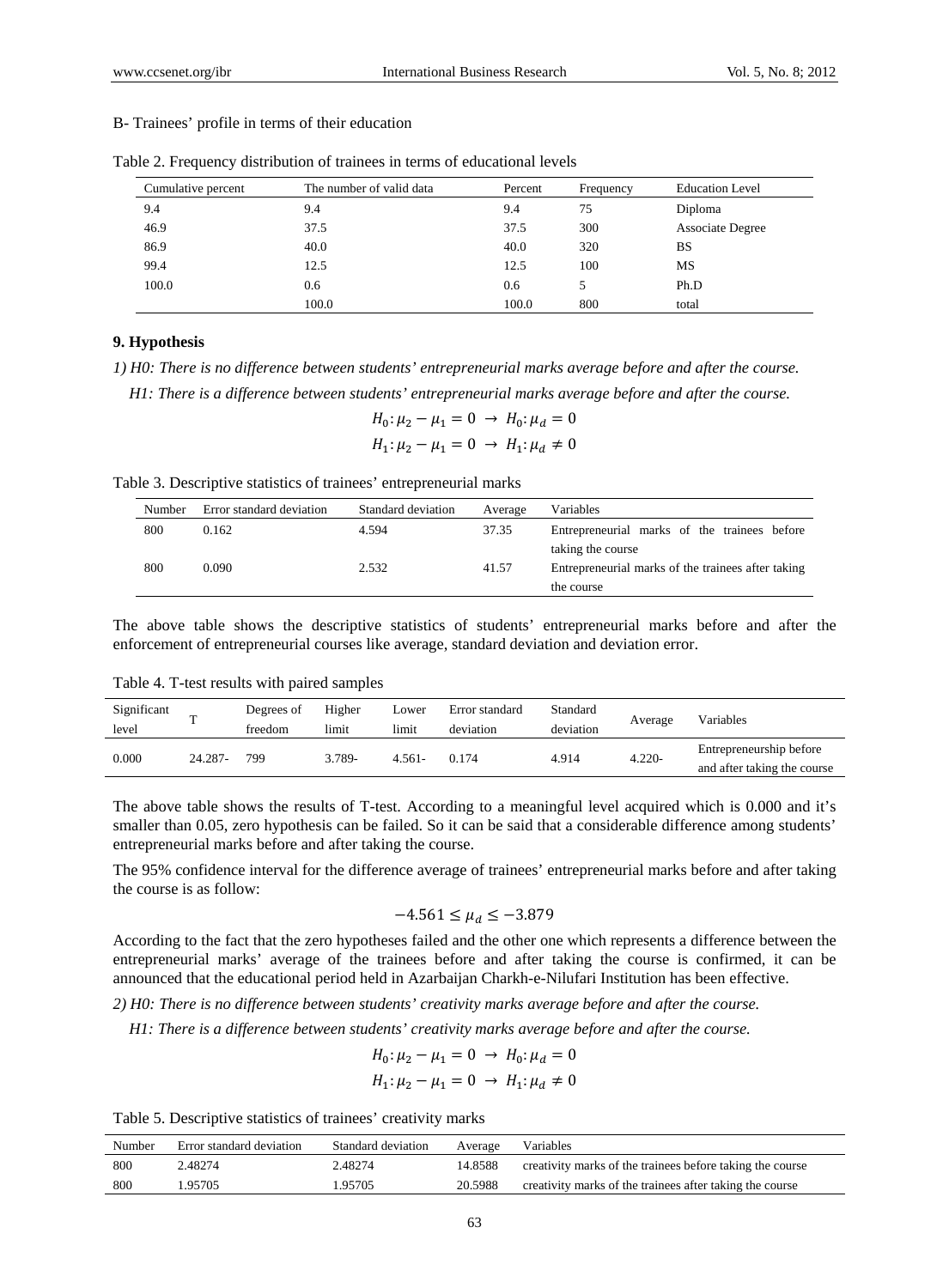B- Trainees' profile in terms of their education

Table 2. Frequency distribution of trainees in terms of educational levels

| Cumulative percent | The number of valid data | Percent | Frequency | Education Level |
|---|---|---|---|---|
| 9.4 | 9.4 | 9.4 | 75 | Diploma |
| 46.9 | 37.5 | 37.5 | 300 | Associate Degree |
| 86.9 | 40.0 | 40.0 | 320 | BS |
| 99.4 | 12.5 | 12.5 | 100 | MS |
| 100.0 | 0.6 | 0.6 | 5 | Ph.D |
| | 100.0 | 100.0 | 800 | total |

## 9. Hypothesis

*1) H0: There is no difference between students' entrepreneurial marks average before and after the course.*

*H1: There is a difference between students' entrepreneurial marks average before and after the course.*

$$H_0: \mu_2 - \mu_1 = 0 \rightarrow H_0: \mu_d = 0$$

$$H_1: \mu_2 - \mu_1 = 0 \rightarrow H_1: \mu_d \neq 0$$

Table 3. Descriptive statistics of trainees' entrepreneurial marks

| Number | Error standard deviation | Standard deviation | Average | Variables |
|---|---|---|---|---|
| 800 | 0.162 | 4.594 | 37.35 | Entrepreneurial marks of the trainees before taking the course |
| 800 | 0.090 | 2.532 | 41.57 | Entrepreneurial marks of the trainees after taking the course |

The above table shows the descriptive statistics of students' entrepreneurial marks before and after the enforcement of entrepreneurial courses like average, standard deviation and deviation error.

Table 4. T-test results with paired samples

| Significant level | T | Degrees of freedom | Higher limit | Lower limit | Error standard deviation | Standard deviation | Average | Variables |
|---|---|---|---|---|---|---|---|---|
| 0.000 | 24.287- | 799 | 3.789- | 4.561- | 0.174 | 4.914 | 4.220- | Entrepreneurship before and after taking the course |

The above table shows the results of T-test. According to a meaningful level acquired which is 0.000 and it's smaller than 0.05, zero hypothesis can be failed. So it can be said that a considerable difference among students' entrepreneurial marks before and after taking the course.

The 95% confidence interval for the difference average of trainees' entrepreneurial marks before and after taking the course is as follow:

$$-4.561 \leq \mu_d \leq -3.879$$

According to the fact that the zero hypotheses failed and the other one which represents a difference between the entrepreneurial marks' average of the trainees before and after taking the course is confirmed, it can be announced that the educational period held in Azarbaijan Charkh-e-Nilufari Institution has been effective.

*2) H0: There is no difference between students' creativity marks average before and after the course.*

*H1: There is a difference between students' creativity marks average before and after the course.*

$$H_0: \mu_2 - \mu_1 = 0 \rightarrow H_0: \mu_d = 0$$

$$H_1: \mu_2 - \mu_1 = 0 \rightarrow H_1: \mu_d \neq 0$$

Table 5. Descriptive statistics of trainees' creativity marks

| Number | Error standard deviation | Standard deviation | Average | Variables |
|---|---|---|---|---|
| 800 | 2.48274 | 2.48274 | 14.8588 | creativity marks of the trainees before taking the course |
| 800 | 1.95705 | 1.95705 | 20.5988 | creativity marks of the trainees after taking the course |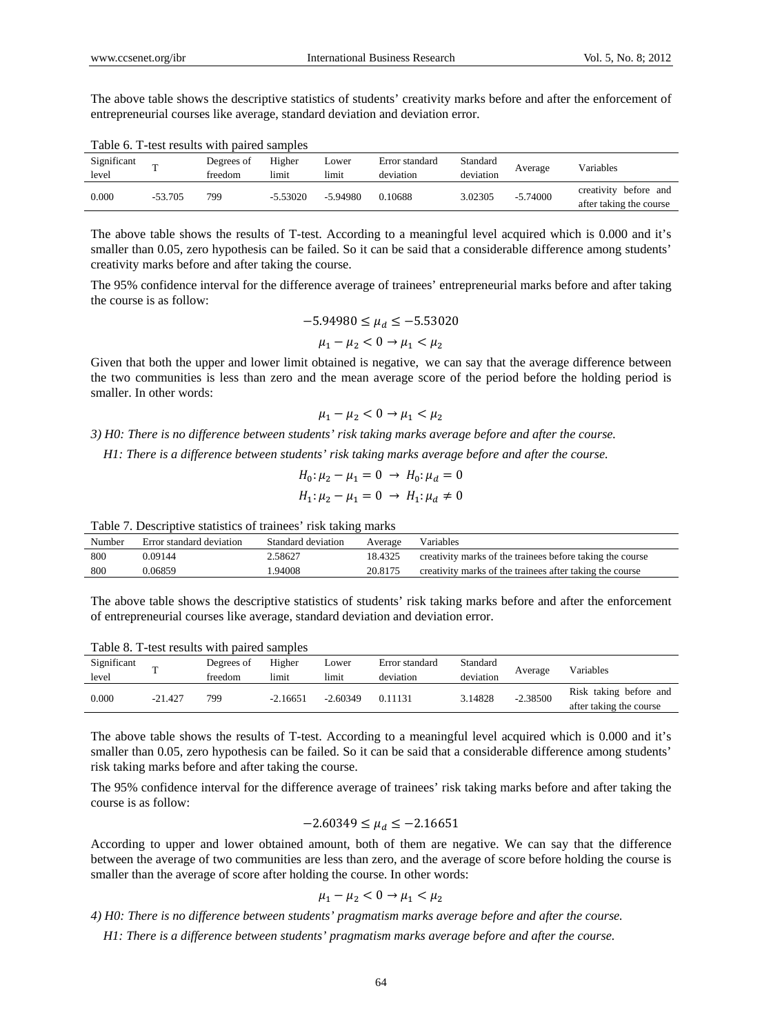The above table shows the descriptive statistics of students' creativity marks before and after the enforcement of entrepreneurial courses like average, standard deviation and deviation error.

Table 6. T-test results with paired samples

| Significant level | T | Degrees of freedom | Higher limit | Lower limit | Error standard deviation | Standard deviation | Average | Variables |
|---|---|---|---|---|---|---|---|---|
| 0.000 | -53.705 | 799 | -5.53020 | -5.94980 | 0.10688 | 3.02305 | -5.74000 | creativity before and after taking the course |

The above table shows the results of T-test. According to a meaningful level acquired which is 0.000 and it's smaller than 0.05, zero hypothesis can be failed. So it can be said that a considerable difference among students' creativity marks before and after taking the course.

The 95% confidence interval for the difference average of trainees' entrepreneurial marks before and after taking the course is as follow:

$$-5.94980 \leq \mu_d \leq -5.53020$$

$$\mu_1 - \mu_2 < 0 \rightarrow \mu_1 < \mu_2$$

Given that both the upper and lower limit obtained is negative, we can say that the average difference between the two communities is less than zero and the mean average score of the period before the holding period is smaller. In other words:

$$\mu_1 - \mu_2 < 0 \rightarrow \mu_1 < \mu_2$$

*3) H0: There is no difference between students' risk taking marks average before and after the course.*

*H1: There is a difference between students' risk taking marks average before and after the course.*

$$H_0: \mu_2 - \mu_1 = 0 \rightarrow H_0: \mu_d = 0$$

$$H_1: \mu_2 - \mu_1 = 0 \rightarrow H_1: \mu_d \neq 0$$

Table 7. Descriptive statistics of trainees' risk taking marks

| Number | Error standard deviation | Standard deviation | Average | Variables |
|---|---|---|---|---|
| 800 | 0.09144 | 2.58627 | 18.4325 | creativity marks of the trainees before taking the course |
| 800 | 0.06859 | 1.94008 | 20.8175 | creativity marks of the trainees after taking the course |

The above table shows the descriptive statistics of students' risk taking marks before and after the enforcement of entrepreneurial courses like average, standard deviation and deviation error.

Table 8. T-test results with paired samples

| Significant level | T | Degrees of freedom | Higher limit | Lower limit | Error standard deviation | Standard deviation | Average | Variables |
|---|---|---|---|---|---|---|---|---|
| 0.000 | -21.427 | 799 | -2.16651 | -2.60349 | 0.11131 | 3.14828 | -2.38500 | Risk taking before and after taking the course |

The above table shows the results of T-test. According to a meaningful level acquired which is 0.000 and it's smaller than 0.05, zero hypothesis can be failed. So it can be said that a considerable difference among students' risk taking marks before and after taking the course.

The 95% confidence interval for the difference average of trainees' risk taking marks before and after taking the course is as follow:

$$-2.60349 \leq \mu_d \leq -2.16651$$

According to upper and lower obtained amount, both of them are negative. We can say that the difference between the average of two communities are less than zero, and the average of score before holding the course is smaller than the average of score after holding the course. In other words:

$$\mu_1 - \mu_2 < 0 \rightarrow \mu_1 < \mu_2$$

*4) H0: There is no difference between students' pragmatism marks average before and after the course.*

*H1: There is a difference between students' pragmatism marks average before and after the course.*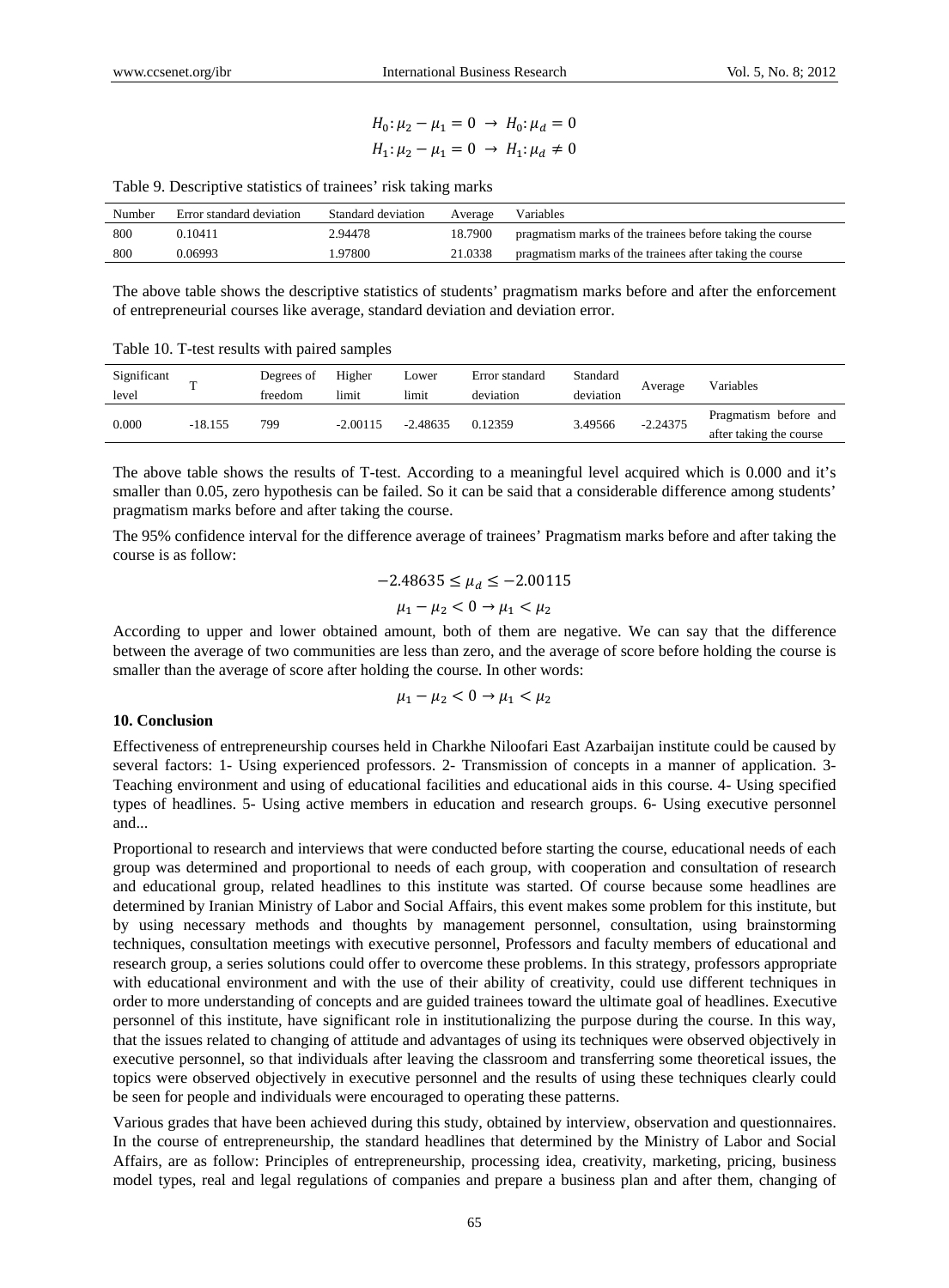$$H_0: \mu_2 - \mu_1 = 0 \rightarrow H_0: \mu_d = 0$$

$$H_1: \mu_2 - \mu_1 = 0 \rightarrow H_1: \mu_d \neq 0$$

Table 9. Descriptive statistics of trainees' risk taking marks

| Number | Error standard deviation | Standard deviation | Average | Variables |
|---|---|---|---|---|
| 800 | 0.10411 | 2.94478 | 18.7900 | pragmatism marks of the trainees before taking the course |
| 800 | 0.06993 | 1.97800 | 21.0338 | pragmatism marks of the trainees after taking the course |

The above table shows the descriptive statistics of students' pragmatism marks before and after the enforcement of entrepreneurial courses like average, standard deviation and deviation error.

Table 10. T-test results with paired samples

| Significant level | T | Degrees of freedom | Higher limit | Lower limit | Error standard deviation | Standard deviation | Average | Variables |
|---|---|---|---|---|---|---|---|---|
| 0.000 | -18.155 | 799 | -2.00115 | -2.48635 | 0.12359 | 3.49566 | -2.24375 | Pragmatism before and after taking the course |

The above table shows the results of T-test. According to a meaningful level acquired which is 0.000 and it's smaller than 0.05, zero hypothesis can be failed. So it can be said that a considerable difference among students' pragmatism marks before and after taking the course.

The 95% confidence interval for the difference average of trainees' Pragmatism marks before and after taking the course is as follow:

$$-2.48635 \leq \mu_d \leq -2.00115$$

$$\mu_1 - \mu_2 < 0 \rightarrow \mu_1 < \mu_2$$

According to upper and lower obtained amount, both of them are negative. We can say that the difference between the average of two communities are less than zero, and the average of score before holding the course is smaller than the average of score after holding the course. In other words:

$$\mu_1 - \mu_2 < 0 \rightarrow \mu_1 < \mu_2$$

**10. Conclusion**

Effectiveness of entrepreneurship courses held in Charkhe Niloofari East Azarbaijan institute could be caused by several factors: 1- Using experienced professors. 2- Transmission of concepts in a manner of application. 3- Teaching environment and using of educational facilities and educational aids in this course. 4- Using specified types of headlines. 5- Using active members in education and research groups. 6- Using executive personnel and...

Proportional to research and interviews that were conducted before starting the course, educational needs of each group was determined and proportional to needs of each group, with cooperation and consultation of research and educational group, related headlines to this institute was started. Of course because some headlines are determined by Iranian Ministry of Labor and Social Affairs, this event makes some problem for this institute, but by using necessary methods and thoughts by management personnel, consultation, using brainstorming techniques, consultation meetings with executive personnel, Professors and faculty members of educational and research group, a series solutions could offer to overcome these problems. In this strategy, professors appropriate with educational environment and with the use of their ability of creativity, could use different techniques in order to more understanding of concepts and are guided trainees toward the ultimate goal of headlines. Executive personnel of this institute, have significant role in institutionalizing the purpose during the course. In this way, that the issues related to changing of attitude and advantages of using its techniques were observed objectively in executive personnel, so that individuals after leaving the classroom and transferring some theoretical issues, the topics were observed objectively in executive personnel and the results of using these techniques clearly could be seen for people and individuals were encouraged to operating these patterns.

Various grades that have been achieved during this study, obtained by interview, observation and questionnaires. In the course of entrepreneurship, the standard headlines that determined by the Ministry of Labor and Social Affairs, are as follow: Principles of entrepreneurship, processing idea, creativity, marketing, pricing, business model types, real and legal regulations of companies and prepare a business plan and after them, changing of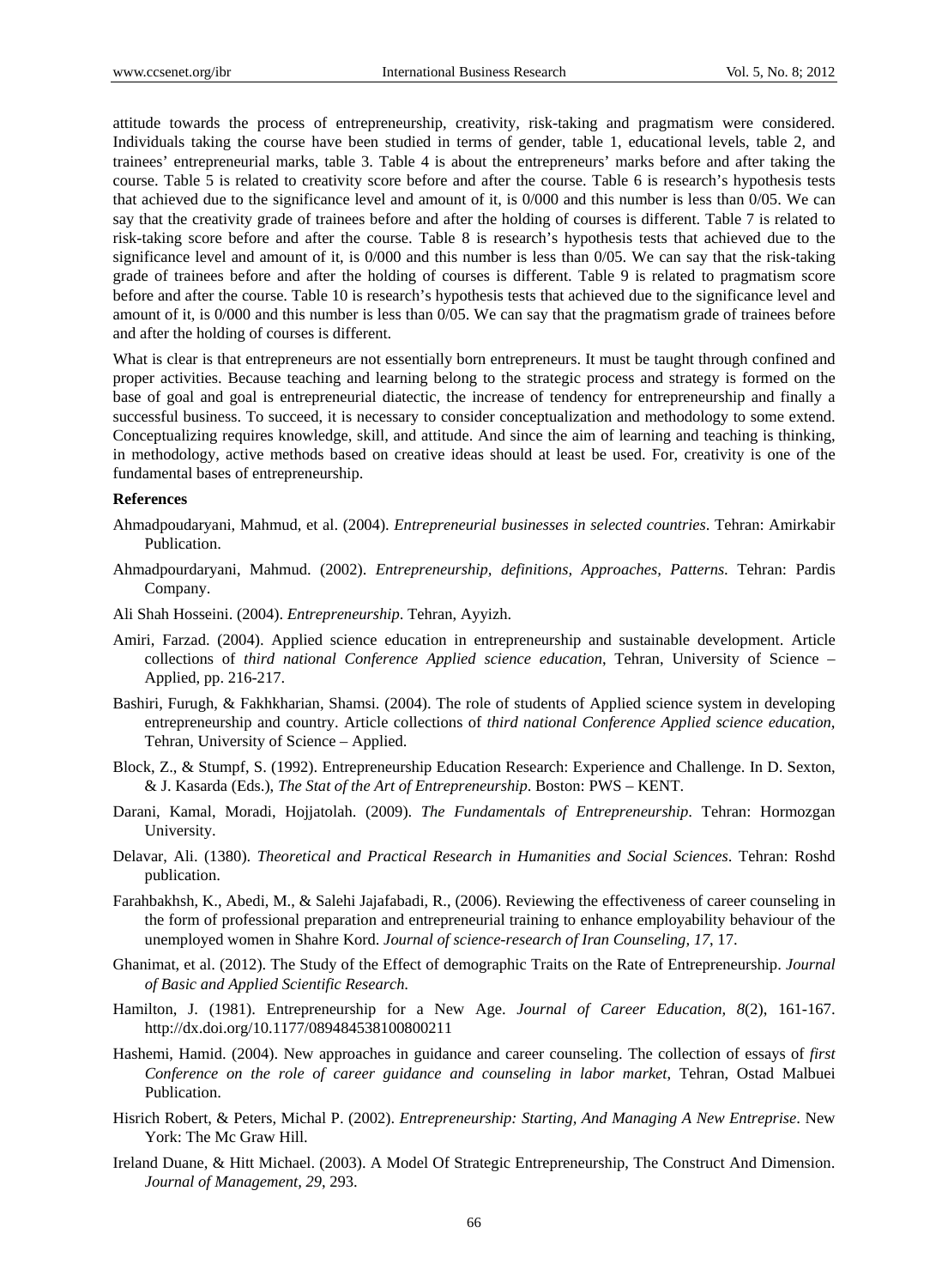attitude towards the process of entrepreneurship, creativity, risk-taking and pragmatism were considered. Individuals taking the course have been studied in terms of gender, table 1, educational levels, table 2, and trainees' entrepreneurial marks, table 3. Table 4 is about the entrepreneurs' marks before and after taking the course. Table 5 is related to creativity score before and after the course. Table 6 is research's hypothesis tests that achieved due to the significance level and amount of it, is 0/000 and this number is less than 0/05. We can say that the creativity grade of trainees before and after the holding of courses is different. Table 7 is related to risk-taking score before and after the course. Table 8 is research's hypothesis tests that achieved due to the significance level and amount of it, is 0/000 and this number is less than 0/05. We can say that the risk-taking grade of trainees before and after the holding of courses is different. Table 9 is related to pragmatism score before and after the course. Table 10 is research's hypothesis tests that achieved due to the significance level and amount of it, is 0/000 and this number is less than 0/05. We can say that the pragmatism grade of trainees before and after the holding of courses is different.

What is clear is that entrepreneurs are not essentially born entrepreneurs. It must be taught through confined and proper activities. Because teaching and learning belong to the strategic process and strategy is formed on the base of goal and goal is entrepreneurial diatectic, the increase of tendency for entrepreneurship and finally a successful business. To succeed, it is necessary to consider conceptualization and methodology to some extend. Conceptualizing requires knowledge, skill, and attitude. And since the aim of learning and teaching is thinking, in methodology, active methods based on creative ideas should at least be used. For, creativity is one of the fundamental bases of entrepreneurship.

**References**

Ahmadpoudaryani, Mahmud, et al. (2004). *Entrepreneurial businesses in selected countries*. Tehran: Amirkabir Publication.

Ahmadpourdaryani, Mahmud. (2002). *Entrepreneurship, definitions, Approaches, Patterns*. Tehran: Pardis Company.

Ali Shah Hosseini. (2004). *Entrepreneurship*. Tehran, Ayyizh.

Amiri, Farzad. (2004). Applied science education in entrepreneurship and sustainable development. Article collections of *third national Conference Applied science education*, Tehran, University of Science – Applied, pp. 216-217.

Bashiri, Furugh, & Fakhkharian, Shamsi. (2004). The role of students of Applied science system in developing entrepreneurship and country. Article collections of *third national Conference Applied science education*, Tehran, University of Science – Applied.

Block, Z., & Stumpf, S. (1992). Entrepreneurship Education Research: Experience and Challenge. In D. Sexton, & J. Kasarda (Eds.), *The Stat of the Art of Entrepreneurship*. Boston: PWS – KENT.

Darani, Kamal, Moradi, Hojjatolah. (2009). *The Fundamentals of Entrepreneurship*. Tehran: Hormozgan University.

Delavar, Ali. (1380). *Theoretical and Practical Research in Humanities and Social Sciences*. Tehran: Roshd publication.

Farahbakhsh, K., Abedi, M., & Salehi Jajafabadi, R., (2006). Reviewing the effectiveness of career counseling in the form of professional preparation and entrepreneurial training to enhance employability behaviour of the unemployed women in Shahre Kord. *Journal of science-research of Iran Counseling, 17*, 17.

Ghanimat, et al. (2012). The Study of the Effect of demographic Traits on the Rate of Entrepreneurship. *Journal of Basic and Applied Scientific Research.*

Hamilton, J. (1981). Entrepreneurship for a New Age. *Journal of Career Education, 8*(2), 161-167. http://dx.doi.org/10.1177/089484538100800211

Hashemi, Hamid. (2004). New approaches in guidance and career counseling. The collection of essays of *first Conference on the role of career guidance and counseling in labor market*, Tehran, Ostad Malbuei Publication.

Hisrich Robert, & Peters, Michal P. (2002). *Entrepreneurship: Starting, And Managing A New Entreprise*. New York: The Mc Graw Hill.

Ireland Duane, & Hitt Michael. (2003). A Model Of Strategic Entrepreneurship, The Construct And Dimension. *Journal of Management, 29*, 293.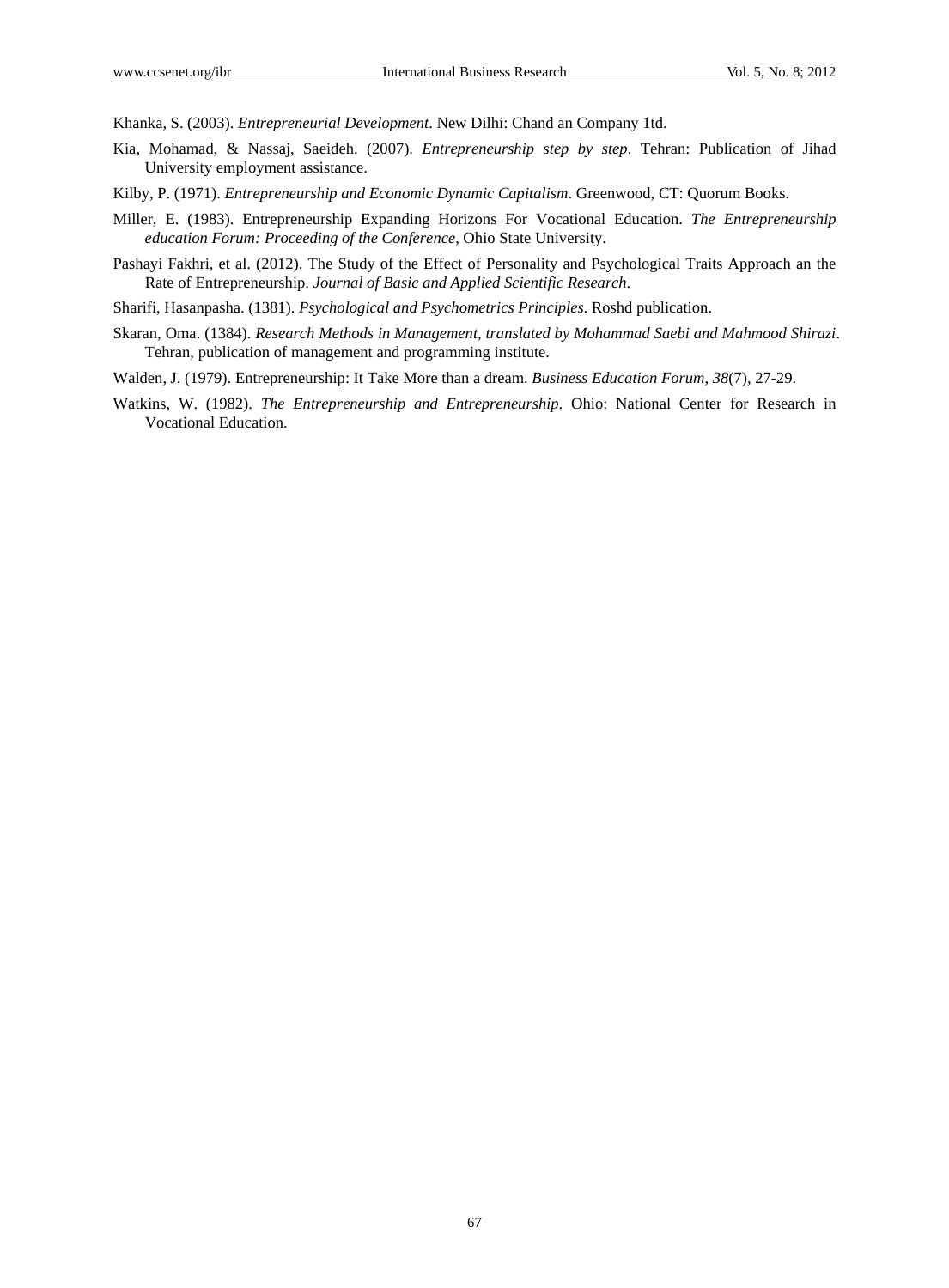Khanka, S. (2003). *Entrepreneurial Development*. New Dilhi: Chand an Company 1td.

Kia, Mohamad, & Nassaj, Saeideh. (2007). *Entrepreneurship step by step*. Tehran: Publication of Jihad University employment assistance.

Kilby, P. (1971). *Entrepreneurship and Economic Dynamic Capitalism*. Greenwood, CT: Quorum Books.

Miller, E. (1983). Entrepreneurship Expanding Horizons For Vocational Education. *The Entrepreneurship education Forum: Proceeding of the Conference,* Ohio State University.

Pashayi Fakhri, et al. (2012). The Study of the Effect of Personality and Psychological Traits Approach an the Rate of Entrepreneurship. *Journal of Basic and Applied Scientific Research*.

Sharifi, Hasanpasha. (1381). *Psychological and Psychometrics Principles*. Roshd publication.

Skaran, Oma. (1384). *Research Methods in Management, translated by Mohammad Saebi and Mahmood Shirazi*. Tehran, publication of management and programming institute.

Walden, J. (1979). Entrepreneurship: It Take More than a dream. *Business Education Forum, 38*(7), 27-29.

Watkins, W. (1982). *The Entrepreneurship and Entrepreneurship*. Ohio: National Center for Research in Vocational Education.